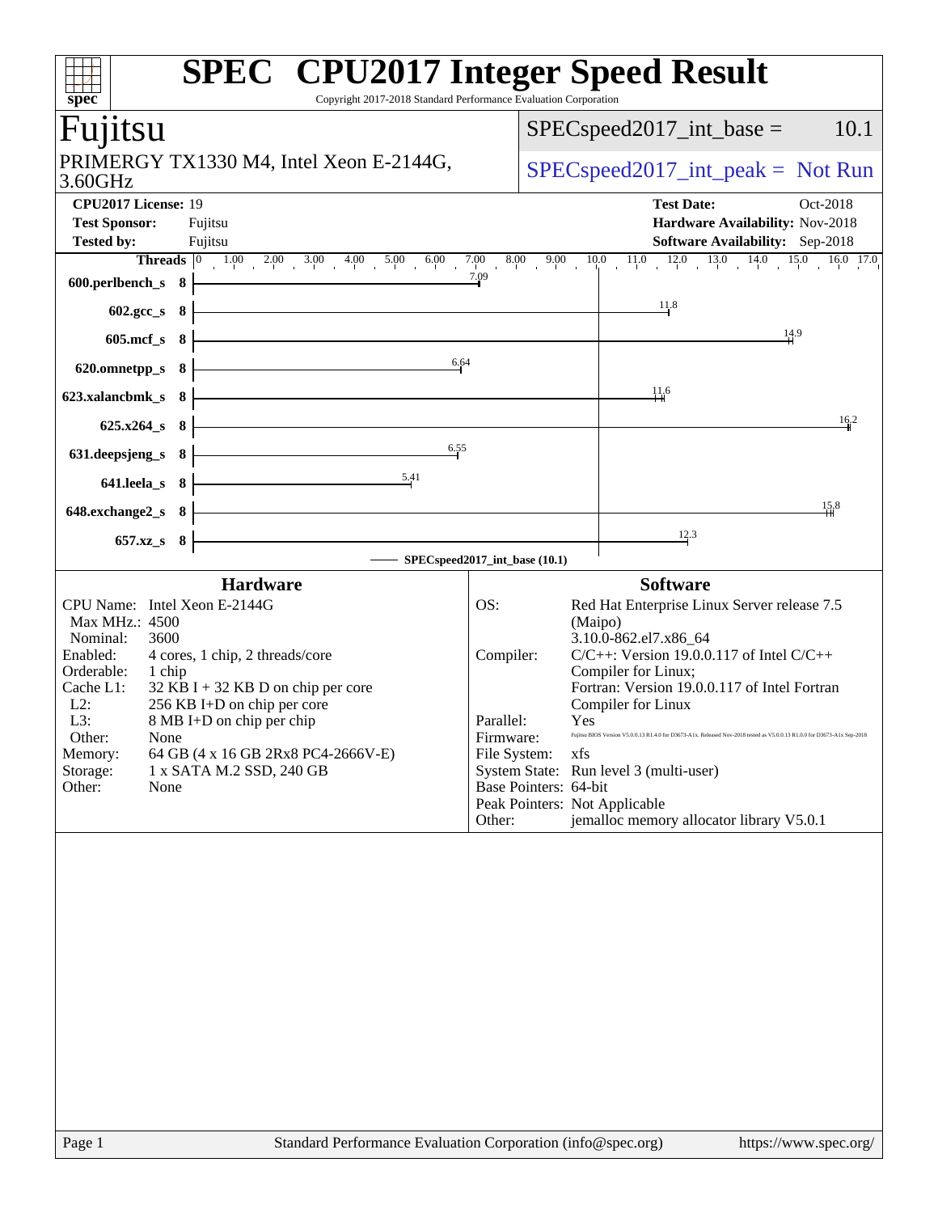# SPEC CPU2017 Integer Speed Result

Copyright 2017-2018 Standard Performance Evaluation Corporation

## Fujitsu

PRIMERGY TX1330 M4, Intel Xeon E-2144G, 3.60GHz

SPECspeed2017_int_base = 10.1

SPECspeed2017_int_peak = Not Run

**CPU2017 License:** 19
**Test Sponsor:** Fujitsu
**Tested by:** Fujitsu

**Test Date:** Oct-2018
**Hardware Availability:** Nov-2018
**Software Availability:** Sep-2018

| Benchmark | Threads | Base Ratio |
|---|---|---|
| 600.perlbench_s | 8 | 7.09 |
| 602.gcc_s | 8 | 11.8 |
| 605.mcf_s | 8 | 14.9 |
| 620.omnetpp_s | 8 | 6.64 |
| 623.xalancbmk_s | 8 | 11.6 |
| 625.x264_s | 8 | 16.2 |
| 631.deepsjeng_s | 8 | 6.55 |
| 641.leela_s | 8 | 5.41 |
| 648.exchange2_s | 8 | 15.8 |
| 657.xz_s | 8 | 12.3 |

SPECspeed2017_int_base (10.1)

### Hardware

| | |
|---|---|
| CPU Name: | Intel Xeon E-2144G |
| Max MHz.: | 4500 |
| Nominal: | 3600 |
| Enabled: | 4 cores, 1 chip, 2 threads/core |
| Orderable: | 1 chip |
| Cache L1: | 32 KB I + 32 KB D on chip per core |
| L2: | 256 KB I+D on chip per core |
| L3: | 8 MB I+D on chip per chip |
| Other: | None |
| Memory: | 64 GB (4 x 16 GB 2Rx8 PC4-2666V-E) |
| Storage: | 1 x SATA M.2 SSD, 240 GB |
| Other: | None |

### Software

| | |
|---|---|
| OS: | Red Hat Enterprise Linux Server release 7.5 (Maipo) 3.10.0-862.el7.x86_64 |
| Compiler: | C/C++: Version 19.0.0.117 of Intel C/C++ Compiler for Linux; Fortran: Version 19.0.0.117 of Intel Fortran Compiler for Linux |
| Parallel: | Yes |
| Firmware: | Fujitsu BIOS Version V5.0.0.13 R1.4.0 for D3673-A1x. Released Nov-2018 tested as V5.0.0.13 R1.0.0 for D3673-A1x Sep-2018 |
| File System: | xfs |
| System State: | Run level 3 (multi-user) |
| Base Pointers: | 64-bit |
| Peak Pointers: | Not Applicable |
| Other: | jemalloc memory allocator library V5.0.1 |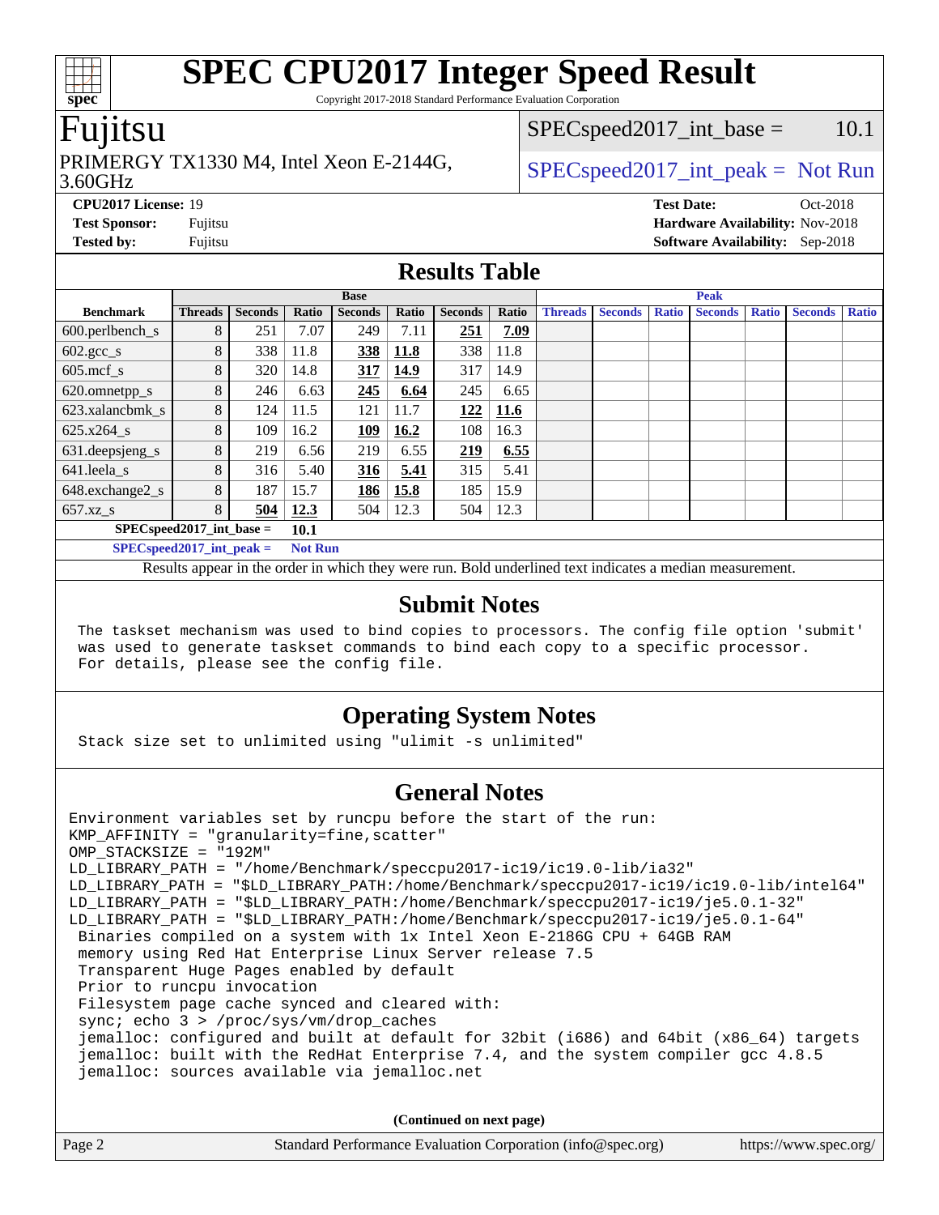# SPEC CPU2017 Integer Speed Result

Copyright 2017-2018 Standard Performance Evaluation Corporation

## Fujitsu

PRIMERGY TX1330 M4, Intel Xeon E-2144G, 3.60GHz

SPECspeed2017_int_base = 10.1

SPECspeed2017_int_peak = Not Run

**CPU2017 License:** 19
**Test Sponsor:** Fujitsu
**Tested by:** Fujitsu

**Test Date:** Oct-2018
**Hardware Availability:** Nov-2018
**Software Availability:** Sep-2018

## Results Table

| Benchmark | Base | | | | | | | Peak | | | | | | |
|---|---|---|---|---|---|---|---|---|---|---|---|---|---|---|
| | Threads | Seconds | Ratio | Seconds | Ratio | Seconds | Ratio | Threads | Seconds | Ratio | Seconds | Ratio | Seconds | Ratio |
| 600.perlbench_s | 8 | 251 | 7.07 | 249 | 7.11 | **251** | **7.09** | | | | | | | |
| 602.gcc_s | 8 | 338 | 11.8 | **338** | **11.8** | 338 | 11.8 | | | | | | | |
| 605.mcf_s | 8 | 320 | 14.8 | **317** | **14.9** | 317 | 14.9 | | | | | | | |
| 620.omnetpp_s | 8 | 246 | 6.63 | **245** | **6.64** | 245 | 6.65 | | | | | | | |
| 623.xalancbmk_s | 8 | 124 | 11.5 | 121 | 11.7 | **122** | **11.6** | | | | | | | |
| 625.x264_s | 8 | 109 | 16.2 | **109** | **16.2** | 108 | 16.3 | | | | | | | |
| 631.deepsjeng_s | 8 | 219 | 6.56 | 219 | 6.55 | **219** | **6.55** | | | | | | | |
| 641.leela_s | 8 | 316 | 5.40 | **316** | **5.41** | 315 | 5.41 | | | | | | | |
| 648.exchange2_s | 8 | 187 | 15.7 | **186** | **15.8** | 185 | 15.9 | | | | | | | |
| 657.xz_s | 8 | **504** | **12.3** | 504 | 12.3 | 504 | 12.3 | | | | | | | |

**SPECspeed2017_int_base = 10.1**

**SPECspeed2017_int_peak = Not Run**

Results appear in the order in which they were run. Bold underlined text indicates a median measurement.

## Submit Notes

```
The taskset mechanism was used to bind copies to processors. The config file option 'submit'
was used to generate taskset commands to bind each copy to a specific processor.
For details, please see the config file.
```

## Operating System Notes

```
Stack size set to unlimited using "ulimit -s unlimited"
```

## General Notes

```
Environment variables set by runcpu before the start of the run:
KMP_AFFINITY = "granularity=fine,scatter"
OMP_STACKSIZE = "192M"
LD_LIBRARY_PATH = "/home/Benchmark/speccpu2017-ic19/ic19.0-lib/ia32"
LD_LIBRARY_PATH = "$LD_LIBRARY_PATH:/home/Benchmark/speccpu2017-ic19/ic19.0-lib/intel64"
LD_LIBRARY_PATH = "$LD_LIBRARY_PATH:/home/Benchmark/speccpu2017-ic19/je5.0.1-32"
LD_LIBRARY_PATH = "$LD_LIBRARY_PATH:/home/Benchmark/speccpu2017-ic19/je5.0.1-64"
 Binaries compiled on a system with 1x Intel Xeon E-2186G CPU + 64GB RAM
 memory using Red Hat Enterprise Linux Server release 7.5
 Transparent Huge Pages enabled by default
 Prior to runcpu invocation
 Filesystem page cache synced and cleared with:
 sync; echo 3 > /proc/sys/vm/drop_caches
 jemalloc: configured and built at default for 32bit (i686) and 64bit (x86_64) targets
 jemalloc: built with the RedHat Enterprise 7.4, and the system compiler gcc 4.8.5
 jemalloc: sources available via jemalloc.net
```

**(Continued on next page)**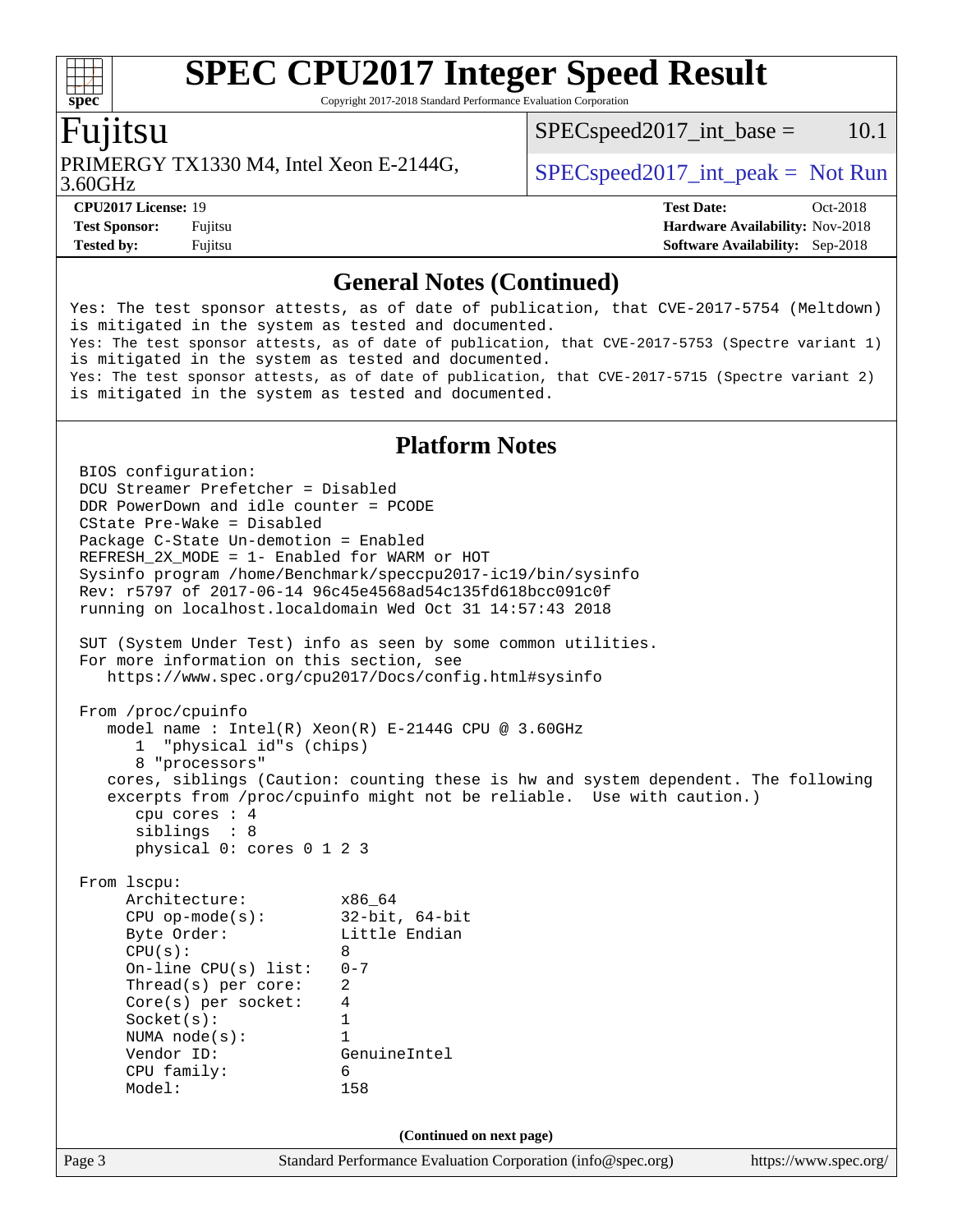## General Notes (Continued)

```
Yes: The test sponsor attests, as of date of publication, that CVE-2017-5754 (Meltdown)
is mitigated in the system as tested and documented.
Yes: The test sponsor attests, as of date of publication, that CVE-2017-5753 (Spectre variant 1)
is mitigated in the system as tested and documented.
Yes: The test sponsor attests, as of date of publication, that CVE-2017-5715 (Spectre variant 2)
is mitigated in the system as tested and documented.
```

## Platform Notes

```
BIOS configuration:
DCU Streamer Prefetcher = Disabled
DDR PowerDown and idle counter = PCODE
CState Pre-Wake = Disabled
Package C-State Un-demotion = Enabled
REFRESH_2X_MODE = 1- Enabled for WARM or HOT
Sysinfo program /home/Benchmark/speccpu2017-ic19/bin/sysinfo
Rev: r5797 of 2017-06-14 96c45e4568ad54c135fd618bcc091c0f
running on localhost.localdomain Wed Oct 31 14:57:43 2018

SUT (System Under Test) info as seen by some common utilities.
For more information on this section, see
   https://www.spec.org/cpu2017/Docs/config.html#sysinfo

From /proc/cpuinfo
   model name : Intel(R) Xeon(R) E-2144G CPU @ 3.60GHz
      1  "physical id"s (chips)
      8 "processors"
   cores, siblings (Caution: counting these is hw and system dependent. The following
   excerpts from /proc/cpuinfo might not be reliable.  Use with caution.)
      cpu cores : 4
      siblings  : 8
      physical 0: cores 0 1 2 3

From lscpu:
     Architecture:          x86_64
     CPU op-mode(s):        32-bit, 64-bit
     Byte Order:            Little Endian
     CPU(s):                8
     On-line CPU(s) list:   0-7
     Thread(s) per core:    2
     Core(s) per socket:    4
     Socket(s):             1
     NUMA node(s):          1
     Vendor ID:             GenuineIntel
     CPU family:            6
     Model:                 158
```

(Continued on next page)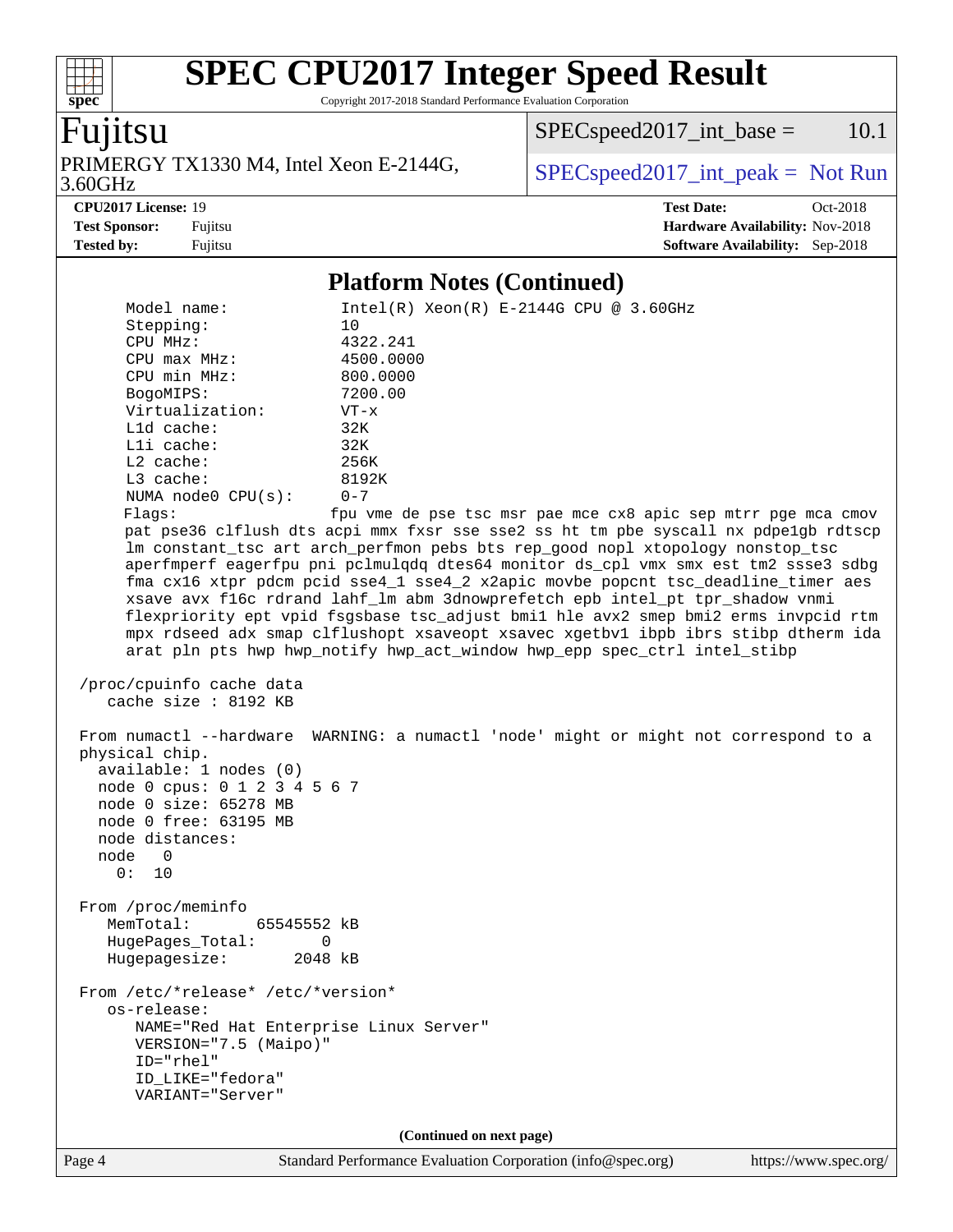# SPEC CPU2017 Integer Speed Result

Copyright 2017-2018 Standard Performance Evaluation Corporation

## Fujitsu

PRIMERGY TX1330 M4, Intel Xeon E-2144G, 3.60GHz

SPECspeed2017_int_base = 10.1

SPECspeed2017_int_peak = Not Run

**CPU2017 License:** 19
**Test Sponsor:** Fujitsu
**Tested by:** Fujitsu

**Test Date:** Oct-2018
**Hardware Availability:** Nov-2018
**Software Availability:** Sep-2018

### Platform Notes (Continued)

```
     Model name:            Intel(R) Xeon(R) E-2144G CPU @ 3.60GHz
     Stepping:              10
     CPU MHz:               4322.241
     CPU max MHz:           4500.0000
     CPU min MHz:           800.0000
     BogoMIPS:              7200.00
     Virtualization:        VT-x
     L1d cache:             32K
     L1i cache:             32K
     L2 cache:              256K
     L3 cache:              8192K
     NUMA node0 CPU(s):     0-7
     Flags:                 fpu vme de pse tsc msr pae mce cx8 apic sep mtrr pge mca cmov
     pat pse36 clflush dts acpi mmx fxsr sse sse2 ss ht tm pbe syscall nx pdpe1gb rdtscp
     lm constant_tsc art arch_perfmon pebs bts rep_good nopl xtopology nonstop_tsc
     aperfmperf eagerfpu pni pclmulqdq dtes64 monitor ds_cpl vmx smx est tm2 ssse3 sdbg
     fma cx16 xtpr pdcm pcid sse4_1 sse4_2 x2apic movbe popcnt tsc_deadline_timer aes
     xsave avx f16c rdrand lahf_lm abm 3dnowprefetch epb intel_pt tpr_shadow vnmi
     flexpriority ept vpid fsgsbase tsc_adjust bmi1 hle avx2 smep bmi2 erms invpcid rtm
     mpx rdseed adx smap clflushopt xsaveopt xsavec xgetbv1 ibpb ibrs stibp dtherm ida
     arat pln pts hwp hwp_notify hwp_act_window hwp_epp spec_ctrl intel_stibp

 /proc/cpuinfo cache data
    cache size : 8192 KB

 From numactl --hardware  WARNING: a numactl 'node' might or might not correspond to a
 physical chip.
   available: 1 nodes (0)
   node 0 cpus: 0 1 2 3 4 5 6 7
   node 0 size: 65278 MB
   node 0 free: 63195 MB
   node distances:
   node   0
     0:  10

 From /proc/meminfo
    MemTotal:       65545552 kB
    HugePages_Total:       0
    Hugepagesize:       2048 kB

 From /etc/*release* /etc/*version*
    os-release:
       NAME="Red Hat Enterprise Linux Server"
       VERSION="7.5 (Maipo)"
       ID="rhel"
       ID_LIKE="fedora"
       VARIANT="Server"
```

(Continued on next page)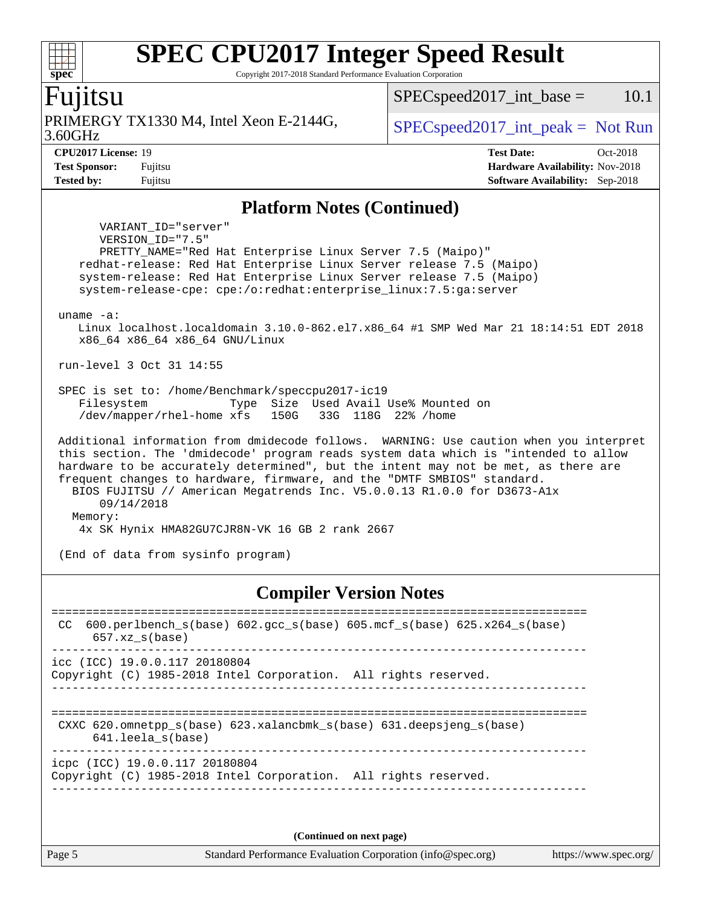# SPEC CPU2017 Integer Speed Result

Copyright 2017-2018 Standard Performance Evaluation Corporation

## Fujitsu

PRIMERGY TX1330 M4, Intel Xeon E-2144G, 3.60GHz

SPECspeed2017_int_base = 10.1

SPECspeed2017_int_peak = Not Run

**CPU2017 License:** 19
**Test Sponsor:** Fujitsu
**Tested by:** Fujitsu

**Test Date:** Oct-2018
**Hardware Availability:** Nov-2018
**Software Availability:** Sep-2018

## Platform Notes (Continued)

```
        VARIANT_ID="server"
        VERSION_ID="7.5"
        PRETTY_NAME="Red Hat Enterprise Linux Server 7.5 (Maipo)"
     redhat-release: Red Hat Enterprise Linux Server release 7.5 (Maipo)
     system-release: Red Hat Enterprise Linux Server release 7.5 (Maipo)
     system-release-cpe: cpe:/o:redhat:enterprise_linux:7.5:ga:server

  uname -a:
     Linux localhost.localdomain 3.10.0-862.el7.x86_64 #1 SMP Wed Mar 21 18:14:51 EDT 2018
     x86_64 x86_64 x86_64 GNU/Linux

  run-level 3 Oct 31 14:55

  SPEC is set to: /home/Benchmark/speccpu2017-ic19
     Filesystem            Type  Size  Used Avail Use% Mounted on
     /dev/mapper/rhel-home xfs   150G   33G  118G  22% /home

  Additional information from dmidecode follows.  WARNING: Use caution when you interpret
  this section. The 'dmidecode' program reads system data which is "intended to allow
  hardware to be accurately determined", but the intent may not be met, as there are
  frequent changes to hardware, firmware, and the "DMTF SMBIOS" standard.
    BIOS FUJITSU // American Megatrends Inc. V5.0.0.13 R1.0.0 for D3673-A1x
        09/14/2018
    Memory:
     4x SK Hynix HMA82GU7CJR8N-VK 16 GB 2 rank 2667

  (End of data from sysinfo program)
```

## Compiler Version Notes

```
==============================================================================
 CC  600.perlbench_s(base) 602.gcc_s(base) 605.mcf_s(base) 625.x264_s(base)
      657.xz_s(base)
------------------------------------------------------------------------------
icc (ICC) 19.0.0.117 20180804
Copyright (C) 1985-2018 Intel Corporation.  All rights reserved.
------------------------------------------------------------------------------

==============================================================================
 CXXC 620.omnetpp_s(base) 623.xalancbmk_s(base) 631.deepsjeng_s(base)
      641.leela_s(base)
------------------------------------------------------------------------------
icpc (ICC) 19.0.0.117 20180804
Copyright (C) 1985-2018 Intel Corporation.  All rights reserved.
------------------------------------------------------------------------------
```

**(Continued on next page)**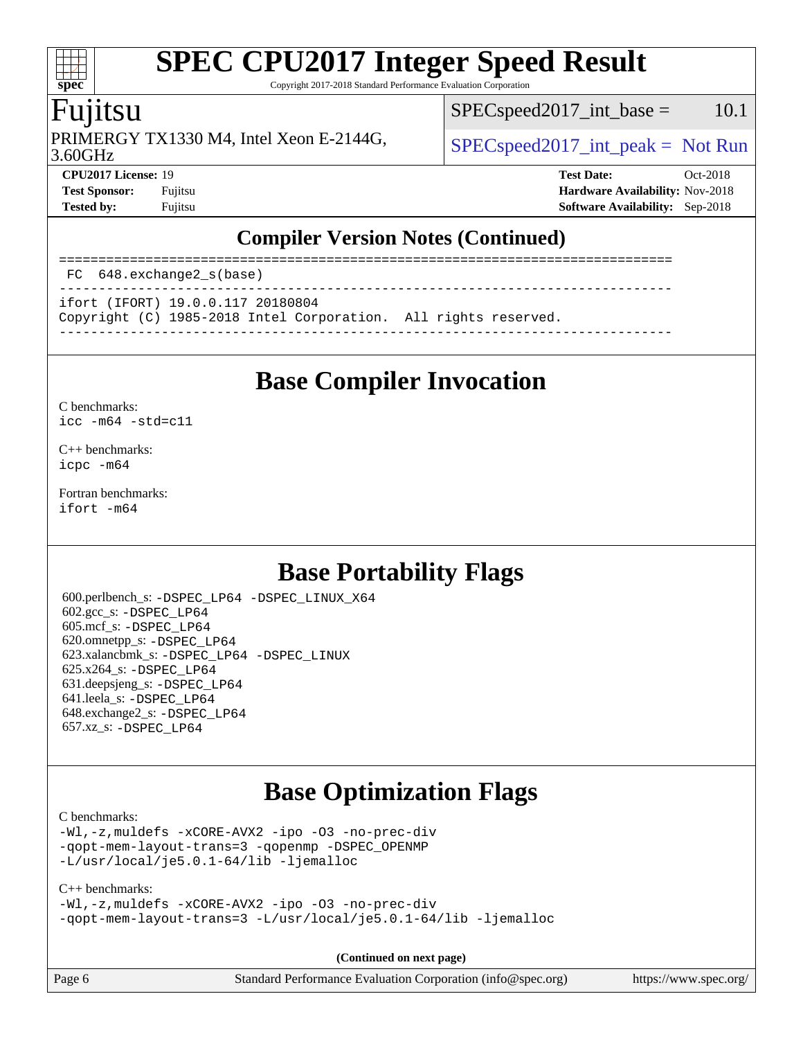## Compiler Version Notes (Continued)

```
==============================================================================
 FC  648.exchange2_s(base)
------------------------------------------------------------------------------
ifort (IFORT) 19.0.0.117 20180804
Copyright (C) 1985-2018 Intel Corporation.  All rights reserved.
------------------------------------------------------------------------------
```

## Base Compiler Invocation

C benchmarks:
`icc -m64 -std=c11`

C++ benchmarks:
`icpc -m64`

Fortran benchmarks:
`ifort -m64`

## Base Portability Flags

600.perlbench_s: -DSPEC_LP64 -DSPEC_LINUX_X64
602.gcc_s: -DSPEC_LP64
605.mcf_s: -DSPEC_LP64
620.omnetpp_s: -DSPEC_LP64
623.xalancbmk_s: -DSPEC_LP64 -DSPEC_LINUX
625.x264_s: -DSPEC_LP64
631.deepsjeng_s: -DSPEC_LP64
641.leela_s: -DSPEC_LP64
648.exchange2_s: -DSPEC_LP64
657.xz_s: -DSPEC_LP64

## Base Optimization Flags

C benchmarks:
```
-Wl,-z,muldefs -xCORE-AVX2 -ipo -O3 -no-prec-div
-qopt-mem-layout-trans=3 -qopenmp -DSPEC_OPENMP
-L/usr/local/je5.0.1-64/lib -ljemalloc
```

C++ benchmarks:
```
-Wl,-z,muldefs -xCORE-AVX2 -ipo -O3 -no-prec-div
-qopt-mem-layout-trans=3 -L/usr/local/je5.0.1-64/lib -ljemalloc
```

**(Continued on next page)**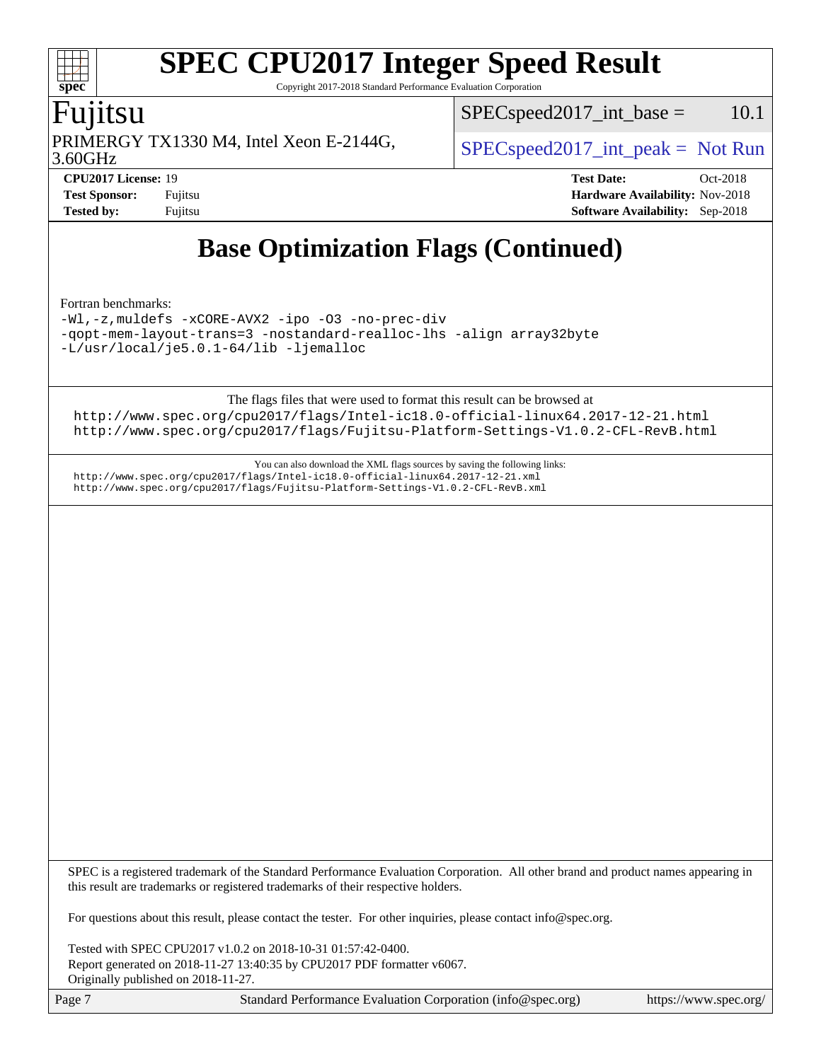# Base Optimization Flags (Continued)

Fortran benchmarks:

```
-Wl,-z,muldefs -xCORE-AVX2 -ipo -O3 -no-prec-div
-qopt-mem-layout-trans=3 -nostandard-realloc-lhs -align array32byte
-L/usr/local/je5.0.1-64/lib -ljemalloc
```

The flags files that were used to format this result can be browsed at

http://www.spec.org/cpu2017/flags/Intel-ic18.0-official-linux64.2017-12-21.html
http://www.spec.org/cpu2017/flags/Fujitsu-Platform-Settings-V1.0.2-CFL-RevB.html

You can also download the XML flags sources by saving the following links:

http://www.spec.org/cpu2017/flags/Intel-ic18.0-official-linux64.2017-12-21.xml
http://www.spec.org/cpu2017/flags/Fujitsu-Platform-Settings-V1.0.2-CFL-RevB.xml

SPEC is a registered trademark of the Standard Performance Evaluation Corporation. All other brand and product names appearing in this result are trademarks or registered trademarks of their respective holders.

For questions about this result, please contact the tester. For other inquiries, please contact info@spec.org.

Tested with SPEC CPU2017 v1.0.2 on 2018-10-31 01:57:42-0400.
Report generated on 2018-11-27 13:40:35 by CPU2017 PDF formatter v6067.
Originally published on 2018-11-27.